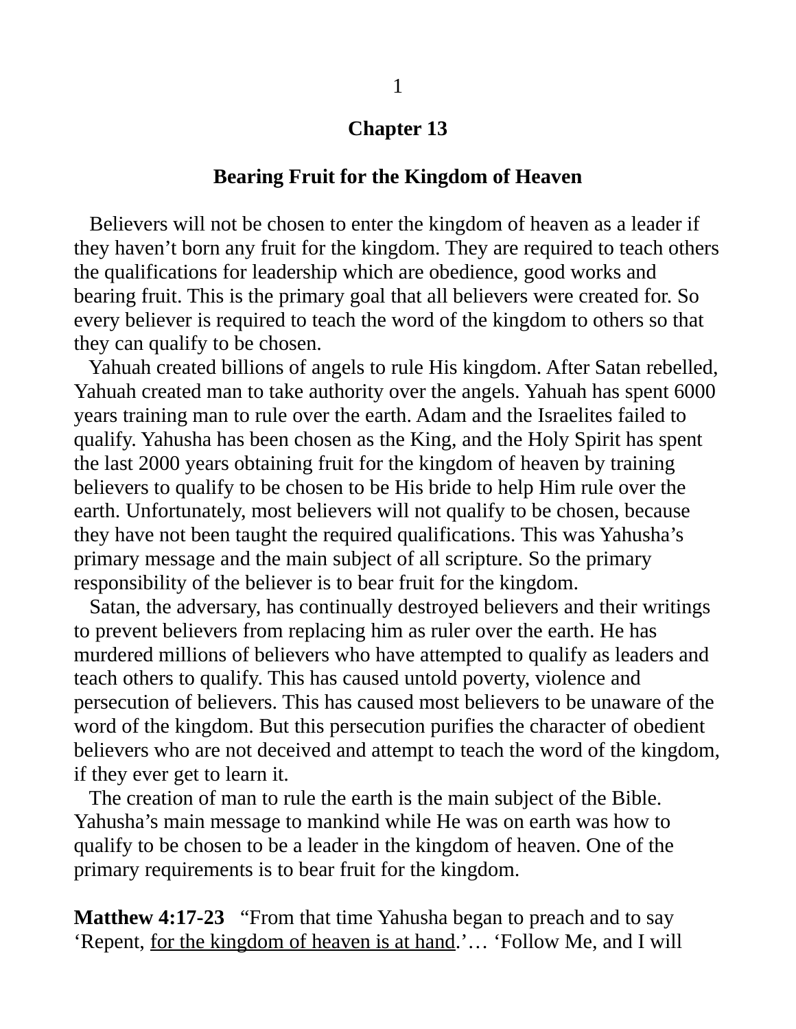# Chapter 13

## Bearing Fruit for the Kingdom of Heaven

Believers will not be chosen to enter the kingdom of heaven as a leader if they haven't born any fruit for the kingdom. They are required to teach others the qualifications for leadership which are obedience, good works and bearing fruit. This is the primary goal that all believers were created for. So every believer is required to teach the word of the kingdom to others so that they can qualify to be chosen.

Yahuah created billions of angels to rule His kingdom. After Satan rebelled, Yahuah created man to take authority over the angels. Yahuah has spent 6000 years training man to rule over the earth. Adam and the Israelites failed to qualify. Yahusha has been chosen as the King, and the Holy Spirit has spent the last 2000 years obtaining fruit for the kingdom of heaven by training believers to qualify to be chosen to be His bride to help Him rule over the earth. Unfortunately, most believers will not qualify to be chosen, because they have not been taught the required qualifications. This was Yahusha's primary message and the main subject of all scripture. So the primary responsibility of the believer is to bear fruit for the kingdom.

Satan, the adversary, has continually destroyed believers and their writings to prevent believers from replacing him as ruler over the earth. He has murdered millions of believers who have attempted to qualify as leaders and teach others to qualify. This has caused untold poverty, violence and persecution of believers. This has caused most believers to be unaware of the word of the kingdom. But this persecution purifies the character of obedient believers who are not deceived and attempt to teach the word of the kingdom, if they ever get to learn it.

The creation of man to rule the earth is the main subject of the Bible. Yahusha's main message to mankind while He was on earth was how to qualify to be chosen to be a leader in the kingdom of heaven. One of the primary requirements is to bear fruit for the kingdom.

**Matthew 4:17-23** "From that time Yahusha began to preach and to say 'Repent, <u>for the kingdom of heaven is at hand</u>.'… 'Follow Me, and I will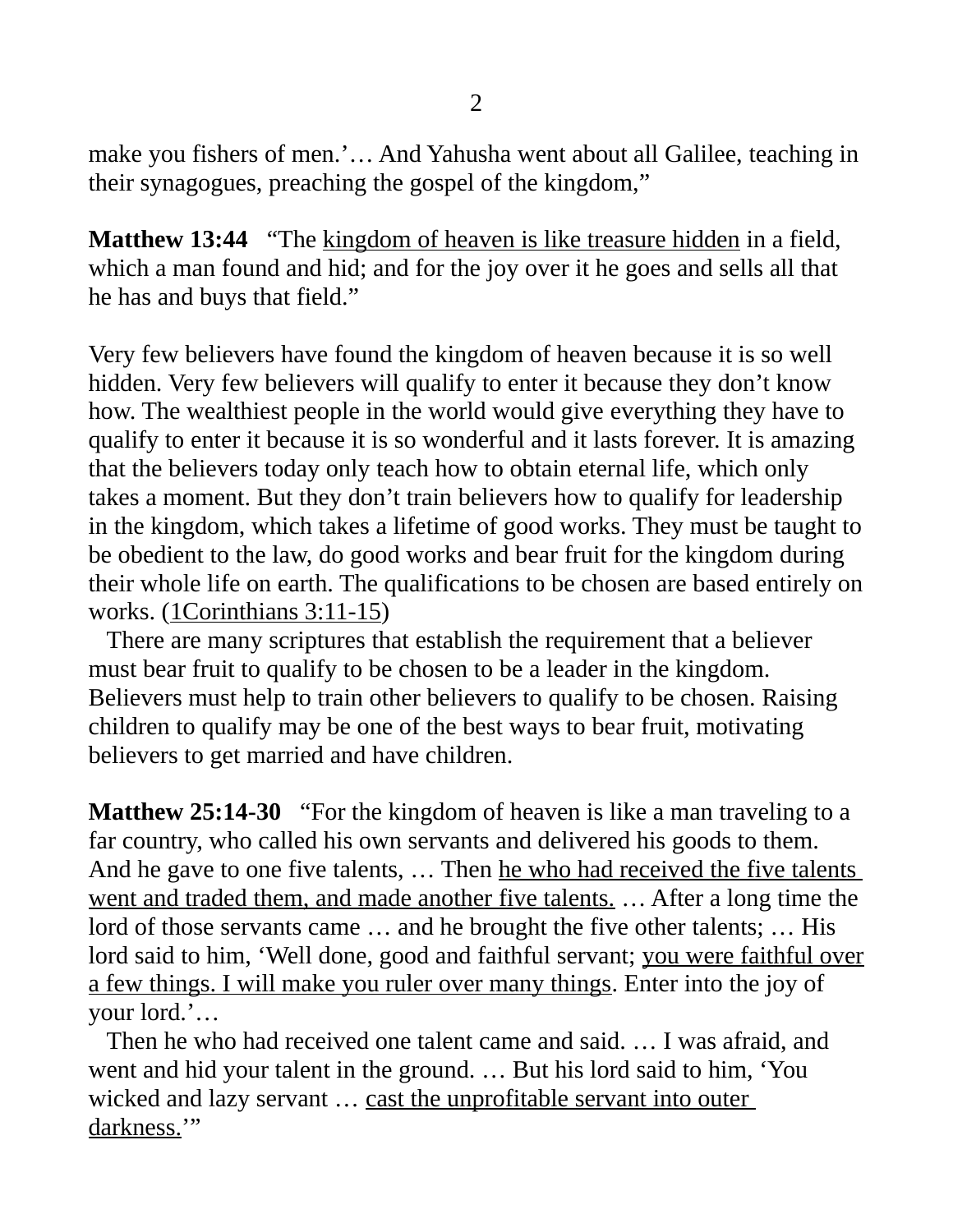make you fishers of men.'… And Yahusha went about all Galilee, teaching in their synagogues, preaching the gospel of the kingdom,"

**Matthew 13:44** "The kingdom of heaven is like treasure hidden in a field, which a man found and hid; and for the joy over it he goes and sells all that he has and buys that field."

Very few believers have found the kingdom of heaven because it is so well hidden. Very few believers will qualify to enter it because they don't know how. The wealthiest people in the world would give everything they have to qualify to enter it because it is so wonderful and it lasts forever. It is amazing that the believers today only teach how to obtain eternal life, which only takes a moment. But they don't train believers how to qualify for leadership in the kingdom, which takes a lifetime of good works. They must be taught to be obedient to the law, do good works and bear fruit for the kingdom during their whole life on earth. The qualifications to be chosen are based entirely on works. (1Corinthians 3:11-15)

There are many scriptures that establish the requirement that a believer must bear fruit to qualify to be chosen to be a leader in the kingdom. Believers must help to train other believers to qualify to be chosen. Raising children to qualify may be one of the best ways to bear fruit, motivating believers to get married and have children.

**Matthew 25:14-30** "For the kingdom of heaven is like a man traveling to a far country, who called his own servants and delivered his goods to them. And he gave to one five talents, … Then he who had received the five talents went and traded them, and made another five talents. … After a long time the lord of those servants came … and he brought the five other talents; … His lord said to him, 'Well done, good and faithful servant; you were faithful over a few things. I will make you ruler over many things. Enter into the joy of your lord.'…

Then he who had received one talent came and said. … I was afraid, and went and hid your talent in the ground. … But his lord said to him, 'You wicked and lazy servant … cast the unprofitable servant into outer darkness.'"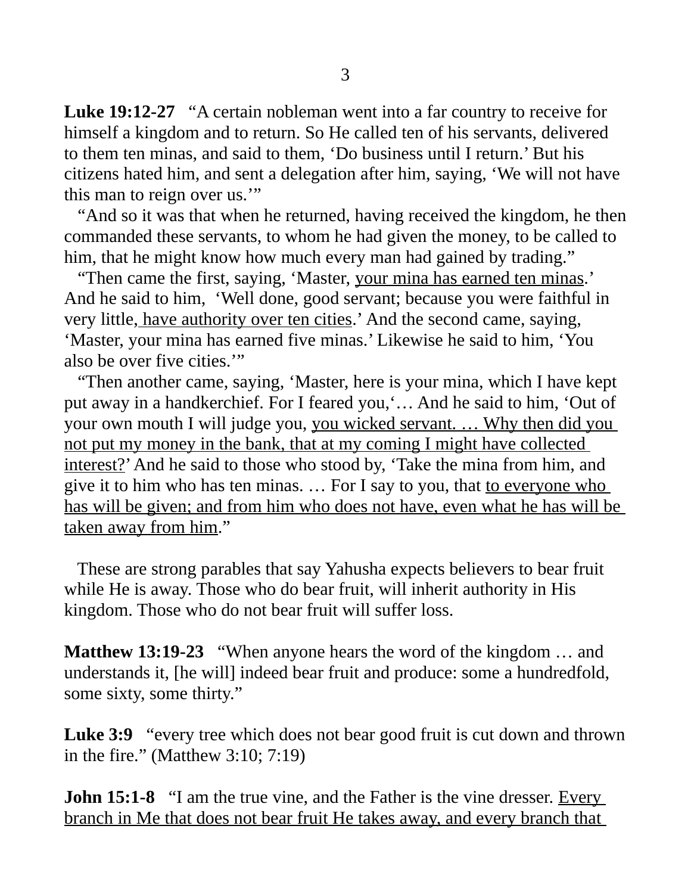**Luke 19:12-27** “A certain nobleman went into a far country to receive for himself a kingdom and to return. So He called ten of his servants, delivered to them ten minas, and said to them, ‘Do business until I return.’ But his citizens hated him, and sent a delegation after him, saying, ‘We will not have this man to reign over us.’”

“And so it was that when he returned, having received the kingdom, he then commanded these servants, to whom he had given the money, to be called to him, that he might know how much every man had gained by trading.”

“Then came the first, saying, ‘Master, <u>your mina has earned ten minas</u>.’ And he said to him, ‘Well done, good servant; because you were faithful in very little<u>, have authority over ten cities</u>.’ And the second came, saying, ‘Master, your mina has earned five minas.’ Likewise he said to him, ‘You also be over five cities.’”

“Then another came, saying, ‘Master, here is your mina, which I have kept put away in a handkerchief. For I feared you,‘… And he said to him, ‘Out of your own mouth I will judge you, <u>you wicked servant. … Why then did you not put my money in the bank, that at my coming I might have collected interest?</u>’ And he said to those who stood by, ‘Take the mina from him, and give it to him who has ten minas. … For I say to you, that <u>to everyone who has will be given; and from him who does not have, even what he has will be taken away from him</u>.”

These are strong parables that say Yahusha expects believers to bear fruit while He is away. Those who do bear fruit, will inherit authority in His kingdom. Those who do not bear fruit will suffer loss.

**Matthew 13:19-23** “When anyone hears the word of the kingdom … and understands it, [he will] indeed bear fruit and produce: some a hundredfold, some sixty, some thirty.”

**Luke 3:9** “every tree which does not bear good fruit is cut down and thrown in the fire.” (Matthew 3:10; 7:19)

**John 15:1-8** “I am the true vine, and the Father is the vine dresser. <u>Every branch in Me that does not bear fruit He takes away, and every branch that</u>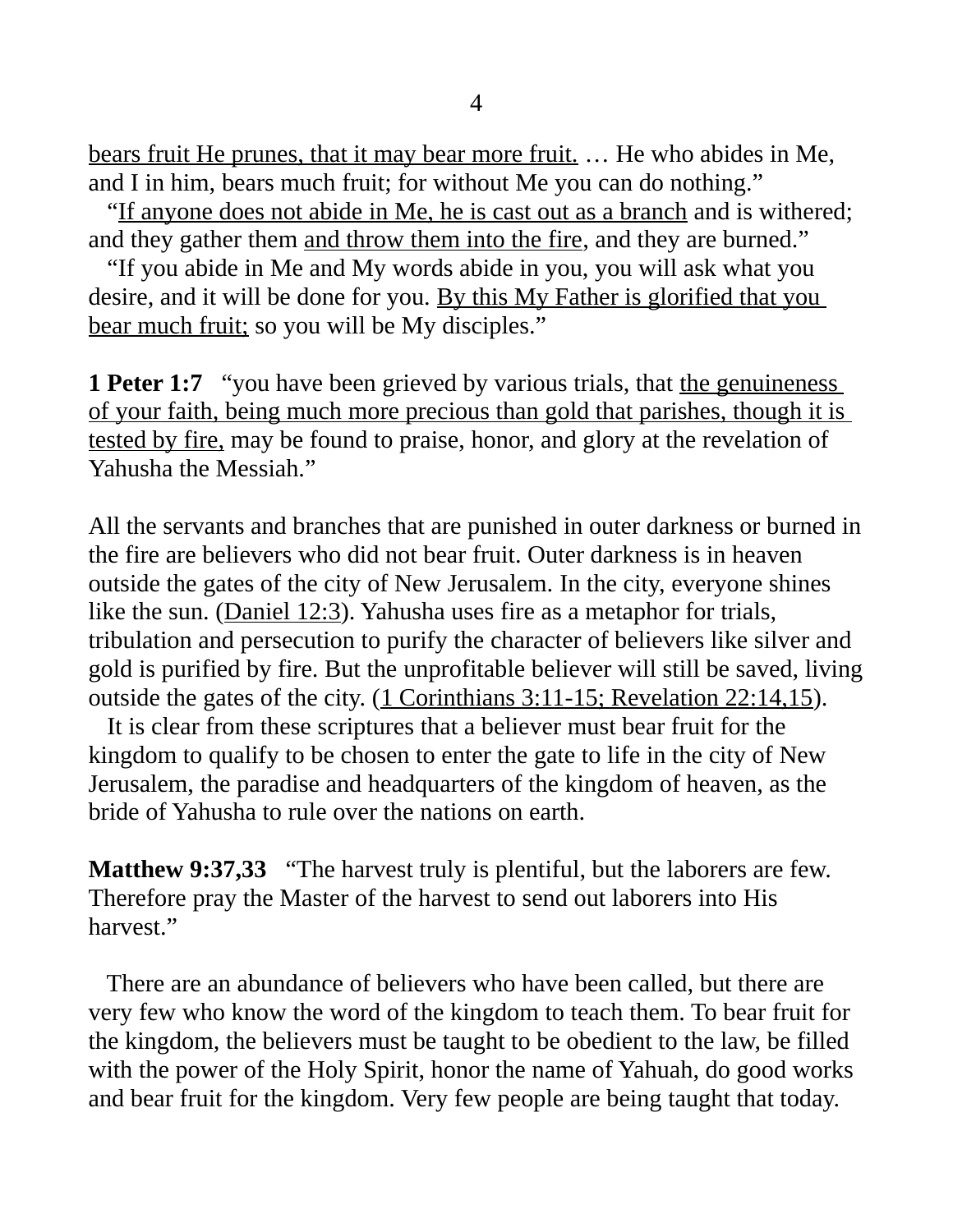<u>bears fruit He prunes, that it may bear more fruit.</u> … He who abides in Me, and I in him, bears much fruit; for without Me you can do nothing."

"<u>If anyone does not abide in Me, he is cast out as a branch</u> and is withered; and they gather them <u>and throw them into the fire</u>, and they are burned."

"If you abide in Me and My words abide in you, you will ask what you desire, and it will be done for you. <u>By this My Father is glorified that you bear much fruit;</u> so you will be My disciples."

**1 Peter 1:7** "you have been grieved by various trials, that <u>the genuineness of your faith, being much more precious than gold that parishes, though it is tested by fire,</u> may be found to praise, honor, and glory at the revelation of Yahusha the Messiah."

All the servants and branches that are punished in outer darkness or burned in the fire are believers who did not bear fruit. Outer darkness is in heaven outside the gates of the city of New Jerusalem. In the city, everyone shines like the sun. (<u>Daniel 12:3</u>). Yahusha uses fire as a metaphor for trials, tribulation and persecution to purify the character of believers like silver and gold is purified by fire. But the unprofitable believer will still be saved, living outside the gates of the city. (<u>1 Corinthians 3:11-15; Revelation 22:14,15</u>).

It is clear from these scriptures that a believer must bear fruit for the kingdom to qualify to be chosen to enter the gate to life in the city of New Jerusalem, the paradise and headquarters of the kingdom of heaven, as the bride of Yahusha to rule over the nations on earth.

**Matthew 9:37,33** "The harvest truly is plentiful, but the laborers are few. Therefore pray the Master of the harvest to send out laborers into His harvest."

There are an abundance of believers who have been called, but there are very few who know the word of the kingdom to teach them. To bear fruit for the kingdom, the believers must be taught to be obedient to the law, be filled with the power of the Holy Spirit, honor the name of Yahuah, do good works and bear fruit for the kingdom. Very few people are being taught that today.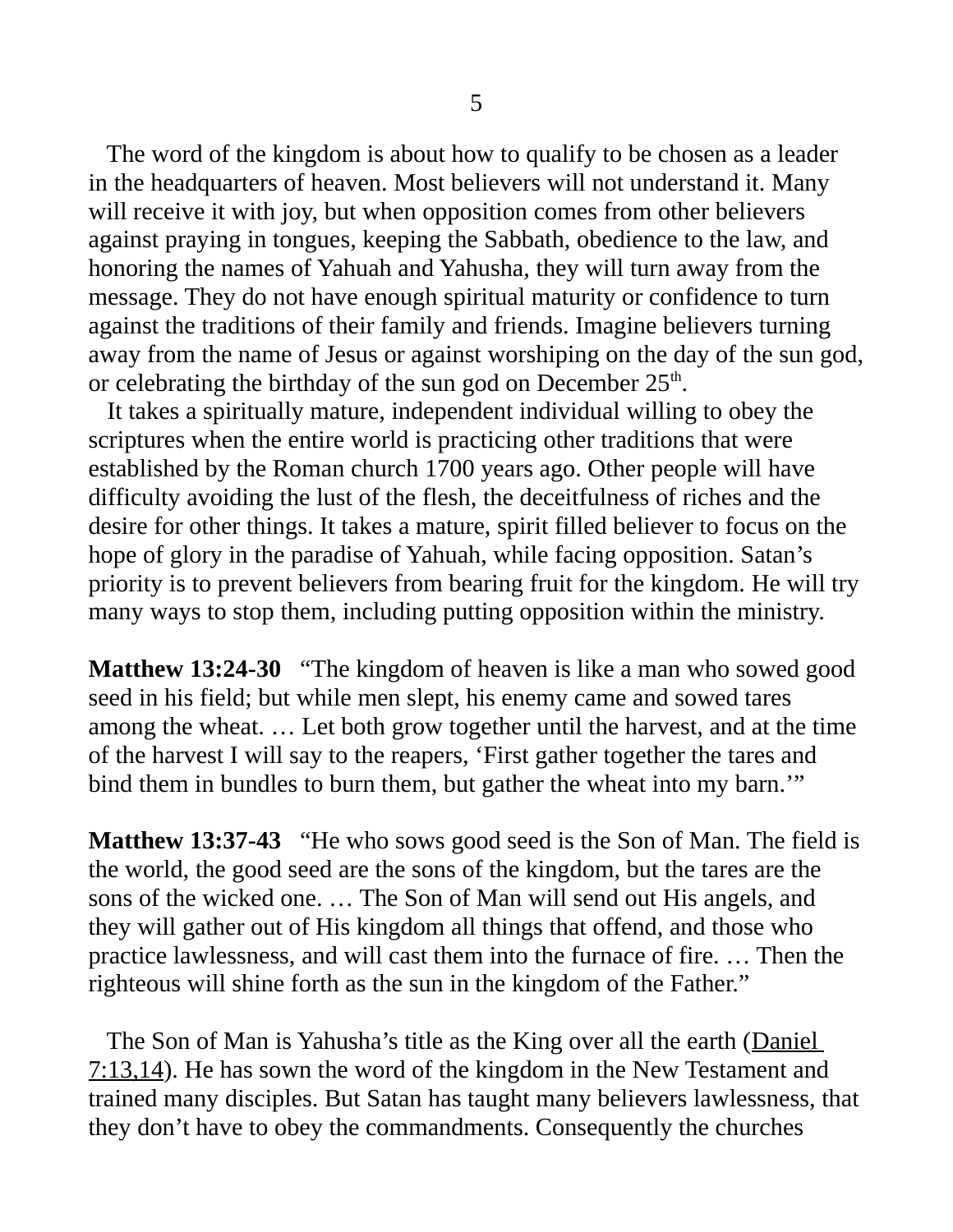The word of the kingdom is about how to qualify to be chosen as a leader in the headquarters of heaven. Most believers will not understand it. Many will receive it with joy, but when opposition comes from other believers against praying in tongues, keeping the Sabbath, obedience to the law, and honoring the names of Yahuah and Yahusha, they will turn away from the message. They do not have enough spiritual maturity or confidence to turn against the traditions of their family and friends. Imagine believers turning away from the name of Jesus or against worshiping on the day of the sun god, or celebrating the birthday of the sun god on December 25th.

It takes a spiritually mature, independent individual willing to obey the scriptures when the entire world is practicing other traditions that were established by the Roman church 1700 years ago. Other people will have difficulty avoiding the lust of the flesh, the deceitfulness of riches and the desire for other things. It takes a mature, spirit filled believer to focus on the hope of glory in the paradise of Yahuah, while facing opposition. Satan's priority is to prevent believers from bearing fruit for the kingdom. He will try many ways to stop them, including putting opposition within the ministry.

**Matthew 13:24-30** "The kingdom of heaven is like a man who sowed good seed in his field; but while men slept, his enemy came and sowed tares among the wheat. … Let both grow together until the harvest, and at the time of the harvest I will say to the reapers, 'First gather together the tares and bind them in bundles to burn them, but gather the wheat into my barn.'"

**Matthew 13:37-43** "He who sows good seed is the Son of Man. The field is the world, the good seed are the sons of the kingdom, but the tares are the sons of the wicked one. … The Son of Man will send out His angels, and they will gather out of His kingdom all things that offend, and those who practice lawlessness, and will cast them into the furnace of fire. … Then the righteous will shine forth as the sun in the kingdom of the Father."

The Son of Man is Yahusha's title as the King over all the earth (Daniel 7:13,14). He has sown the word of the kingdom in the New Testament and trained many disciples. But Satan has taught many believers lawlessness, that they don't have to obey the commandments. Consequently the churches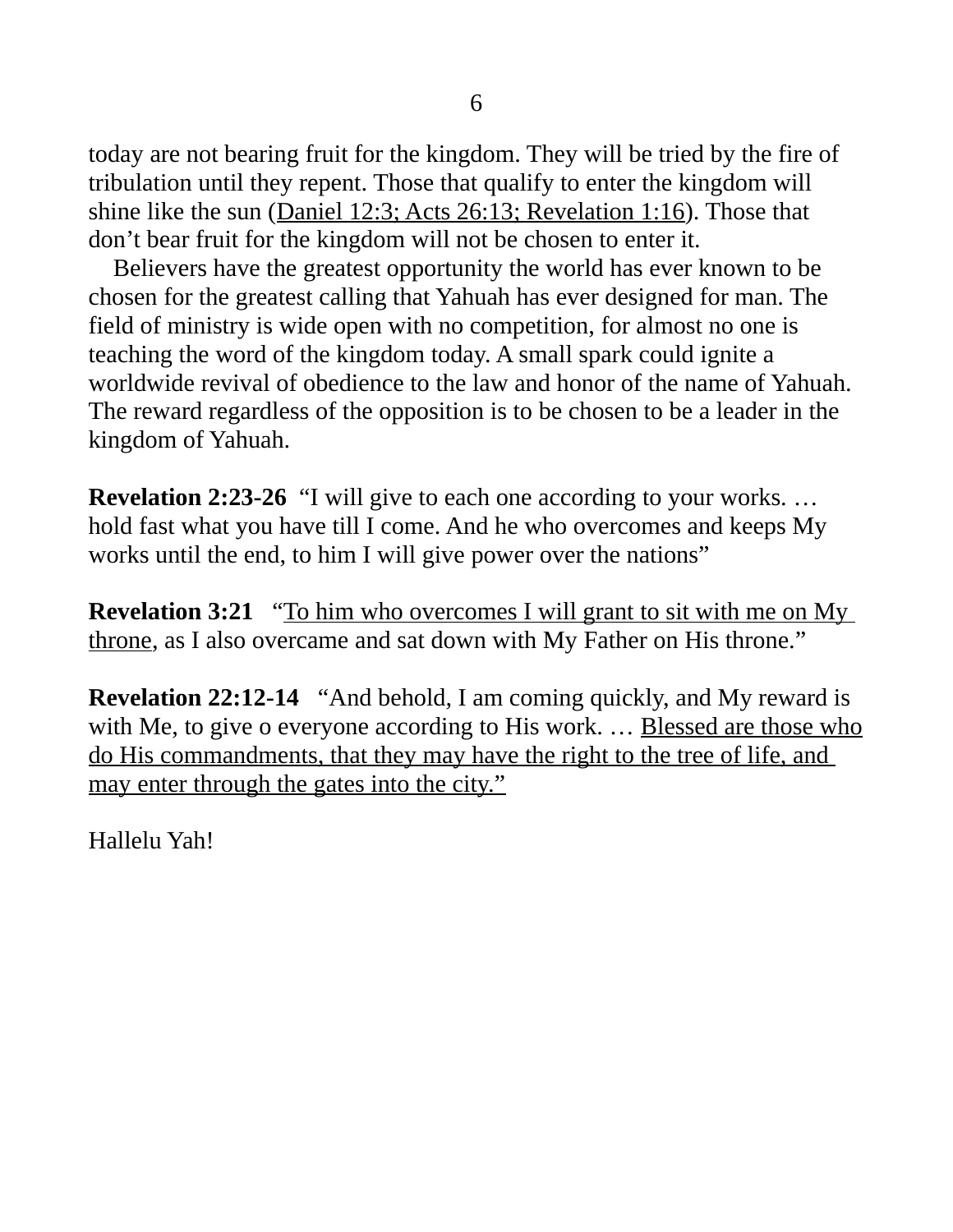today are not bearing fruit for the kingdom. They will be tried by the fire of tribulation until they repent. Those that qualify to enter the kingdom will shine like the sun (<u>Daniel 12:3; Acts 26:13; Revelation 1:16</u>). Those that don't bear fruit for the kingdom will not be chosen to enter it.

Believers have the greatest opportunity the world has ever known to be chosen for the greatest calling that Yahuah has ever designed for man. The field of ministry is wide open with no competition, for almost no one is teaching the word of the kingdom today. A small spark could ignite a worldwide revival of obedience to the law and honor of the name of Yahuah. The reward regardless of the opposition is to be chosen to be a leader in the kingdom of Yahuah.

**Revelation 2:23-26** "I will give to each one according to your works. … hold fast what you have till I come. And he who overcomes and keeps My works until the end, to him I will give power over the nations"

**Revelation 3:21** "<u>To him who overcomes I will grant to sit with me on My throne</u>, as I also overcame and sat down with My Father on His throne."

**Revelation 22:12-14** "And behold, I am coming quickly, and My reward is with Me, to give o everyone according to His work. … <u>Blessed are those who do His commandments, that they may have the right to the tree of life, and may enter through the gates into the city."</u>

Hallelu Yah!